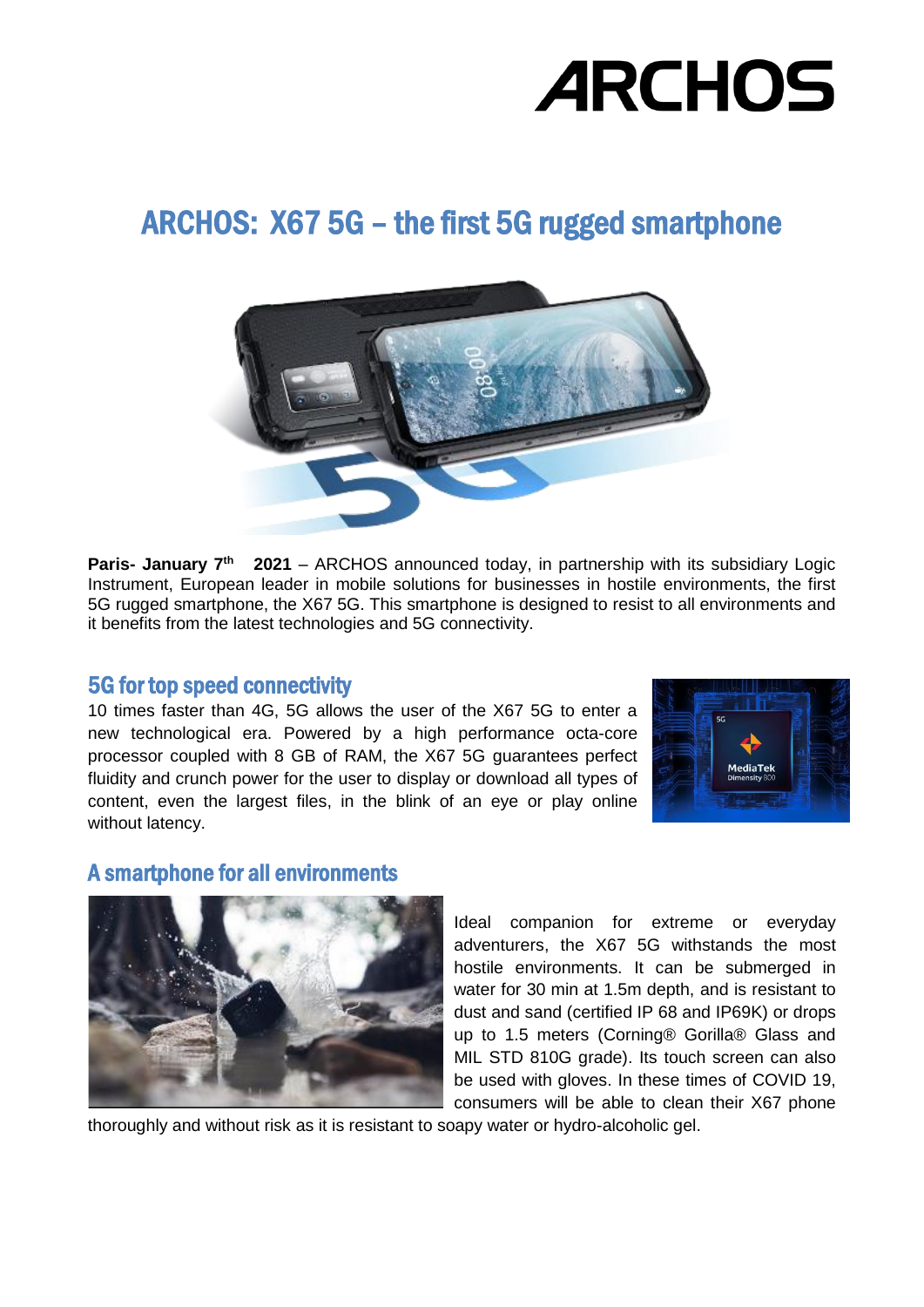# ARCHOS: X67 5G – the first 5G rugged smartphone

**Paris- January 7th 2021** – ARCHOS announced today, in partnership with its subsidiary Logic Instrument, European leader in mobile solutions for businesses in hostile environments, the first 5G rugged smartphone, the X67 5G. This smartphone is designed to resist to all environments and it benefits from the latest technologies and 5G connectivity.

## 5G for top speed connectivity

10 times faster than 4G, 5G allows the user of the X67 5G to enter a new technological era. Powered by a high performance octa-core processor coupled with 8 GB of RAM, the X67 5G guarantees perfect fluidity and crunch power for the user to display or download all types of content, even the largest files, in the blink of an eye or play online without latency.

## A smartphone for all environments

Ideal companion for extreme or everyday adventurers, the X67 5G withstands the most hostile environments. It can be submerged in water for 30 min at 1.5m depth, and is resistant to dust and sand (certified IP 68 and IP69K) or drops up to 1.5 meters (Corning® Gorilla® Glass and MIL STD 810G grade). Its touch screen can also be used with gloves. In these times of COVID 19, consumers will be able to clean their X67 phone thoroughly and without risk as it is resistant to soapy water or hydro-alcoholic gel.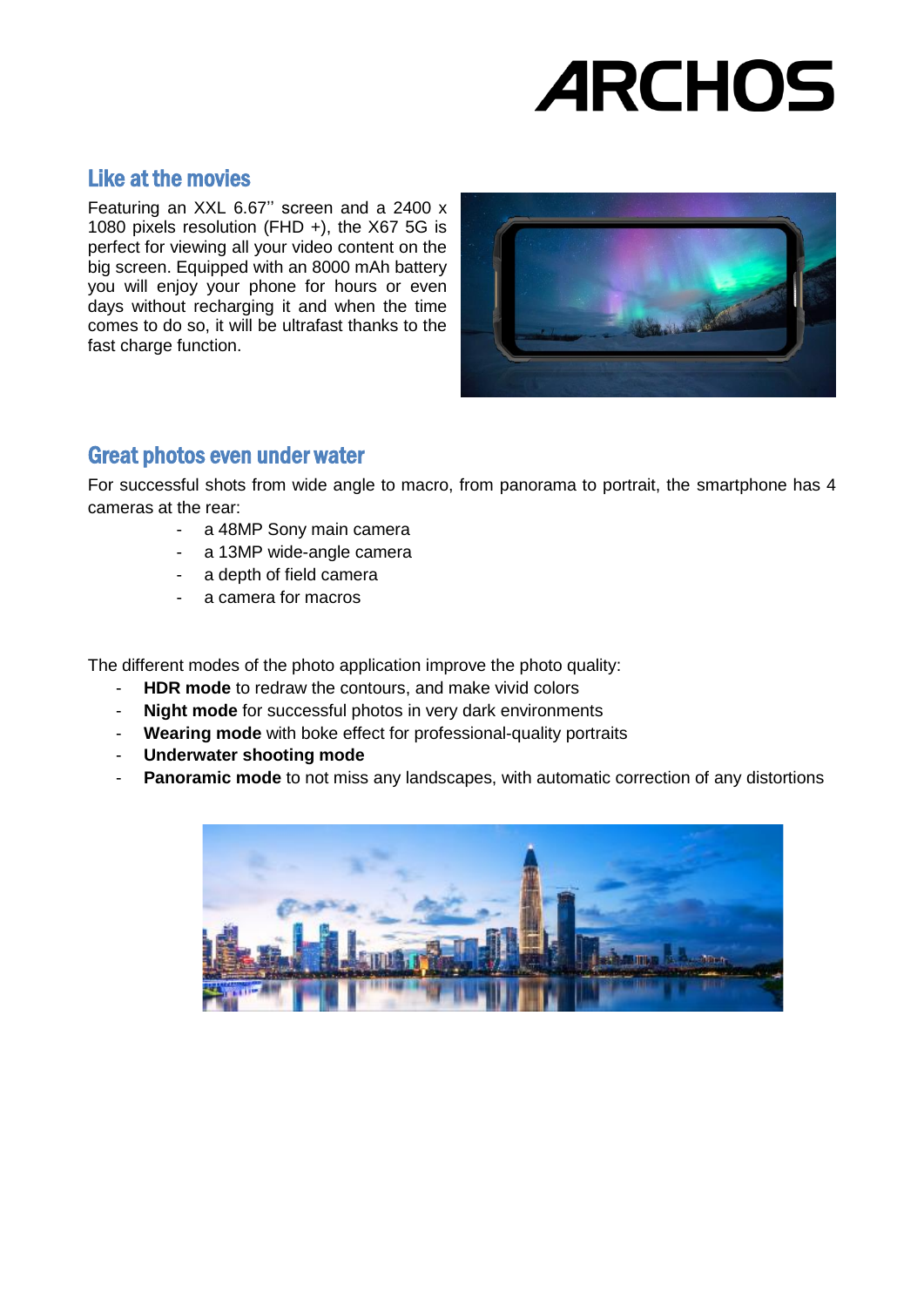## Like at the movies

Featuring an XXL 6.67'' screen and a 2400 x 1080 pixels resolution (FHD +), the X67 5G is perfect for viewing all your video content on the big screen. Equipped with an 8000 mAh battery you will enjoy your phone for hours or even days without recharging it and when the time comes to do so, it will be ultrafast thanks to the fast charge function.

## Great photos even under water

For successful shots from wide angle to macro, from panorama to portrait, the smartphone has 4 cameras at the rear:

- a 48MP Sony main camera
- a 13MP wide-angle camera
- a depth of field camera
- a camera for macros

The different modes of the photo application improve the photo quality:

- **HDR mode** to redraw the contours, and make vivid colors
- **Night mode** for successful photos in very dark environments
- **Wearing mode** with boke effect for professional-quality portraits
- **Underwater shooting mode**
- **Panoramic mode** to not miss any landscapes, with automatic correction of any distortions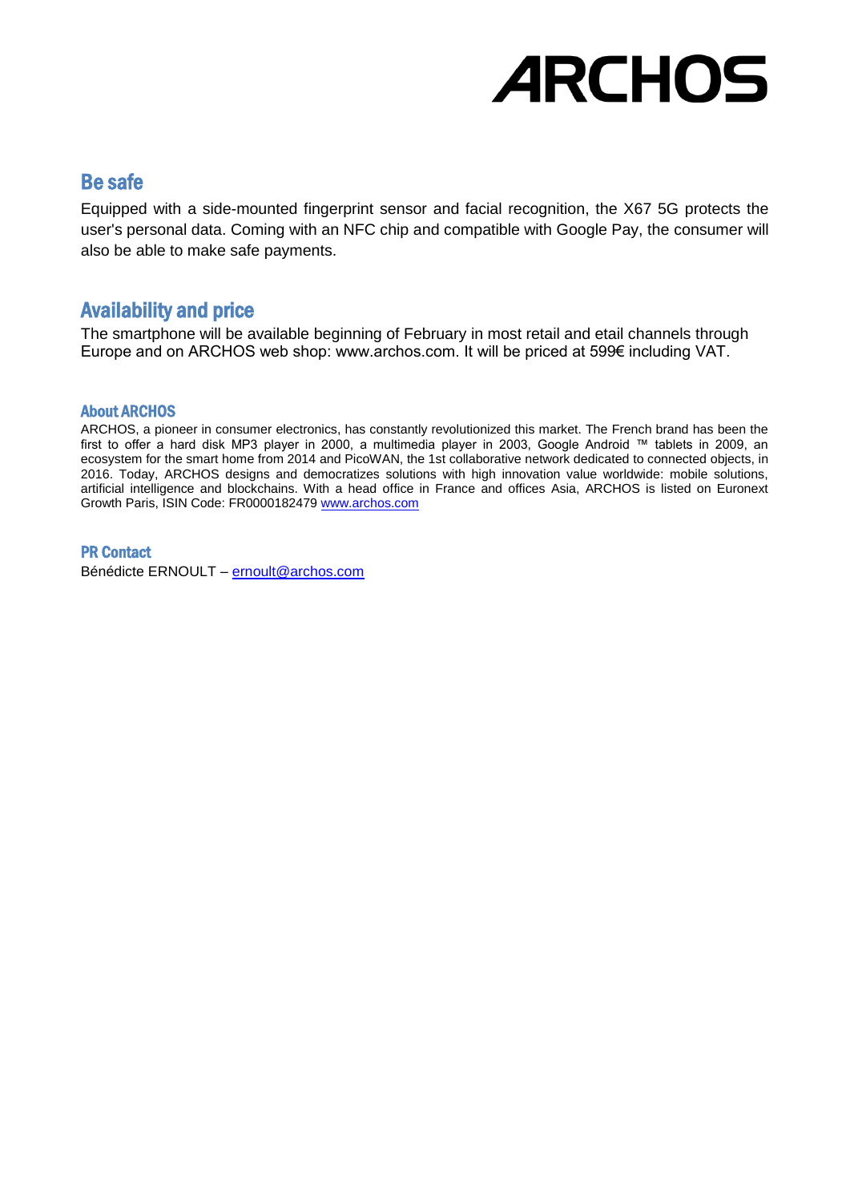## Be safe

Equipped with a side-mounted fingerprint sensor and facial recognition, the X67 5G protects the user's personal data. Coming with an NFC chip and compatible with Google Pay, the consumer will also be able to make safe payments.

## Availability and price

The smartphone will be available beginning of February in most retail and etail channels through Europe and on ARCHOS web shop: www.archos.com. It will be priced at 599€ including VAT.

### About ARCHOS

ARCHOS, a pioneer in consumer electronics, has constantly revolutionized this market. The French brand has been the first to offer a hard disk MP3 player in 2000, a multimedia player in 2003, Google Android ™ tablets in 2009, an ecosystem for the smart home from 2014 and PicoWAN, the 1st collaborative network dedicated to connected objects, in 2016. Today, ARCHOS designs and democratizes solutions with high innovation value worldwide: mobile solutions, artificial intelligence and blockchains. With a head office in France and offices Asia, ARCHOS is listed on Euronext Growth Paris, ISIN Code: FR0000182479 [www.archos.com](http://www.archos.com)

### PR Contact

Bénédicte ERNOULT – [ernoult@archos.com](mailto:ernoult@archos.com)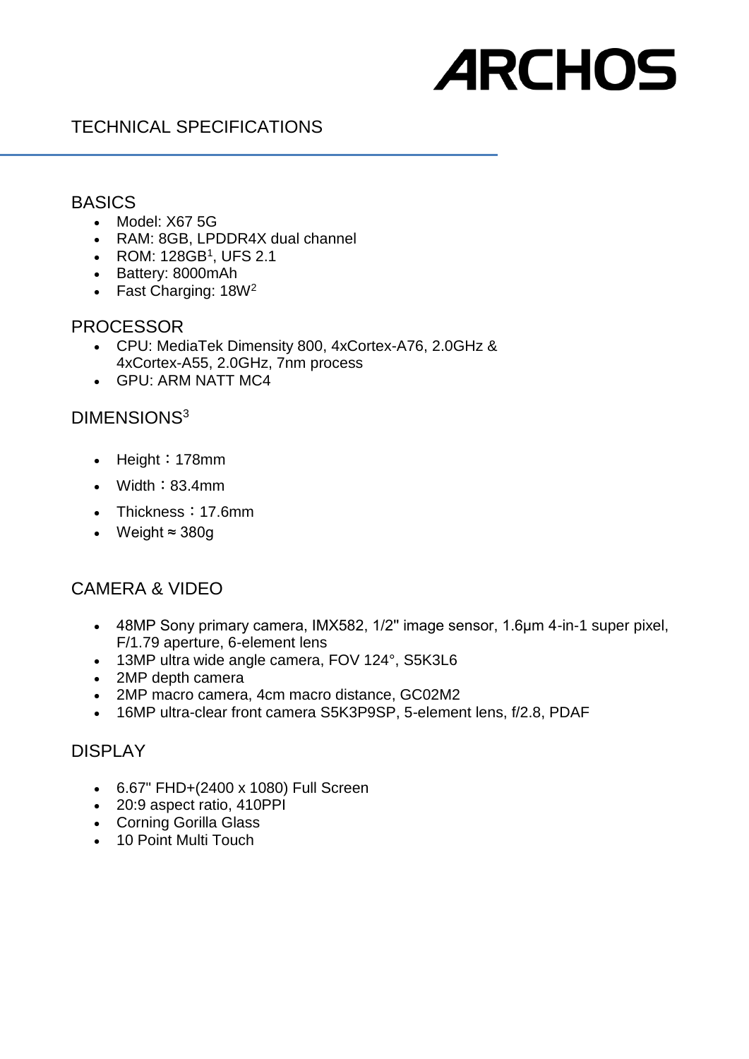# ARCHOS

## TECHNICAL SPECIFICATIONS

### BASICS

- Model: X67 5G
- RAM: 8GB, LPDDR4X dual channel
- ROM: 128GB[1], UFS 2.1
- Battery: 8000mAh
- Fast Charging: 18W[2]

### PROCESSOR

- CPU: MediaTek Dimensity 800, 4xCortex-A76, 2.0GHz & 4xCortex-A55, 2.0GHz, 7nm process
- GPU: ARM NATT MC4

### DIMENSIONS[3]

- Height：178mm
- Width：83.4mm
- Thickness：17.6mm
- Weight ≈ 380g

### CAMERA & VIDEO

- 48MP Sony primary camera, IMX582, 1/2" image sensor, 1.6μm 4-in-1 super pixel, F/1.79 aperture, 6-element lens
- 13MP ultra wide angle camera, FOV 124°, S5K3L6
- 2MP depth camera
- 2MP macro camera, 4cm macro distance, GC02M2
- 16MP ultra-clear front camera S5K3P9SP, 5-element lens, f/2.8, PDAF

### DISPLAY

- 6.67" FHD+(2400 x 1080) Full Screen
- 20:9 aspect ratio, 410PPI
- Corning Gorilla Glass
- 10 Point Multi Touch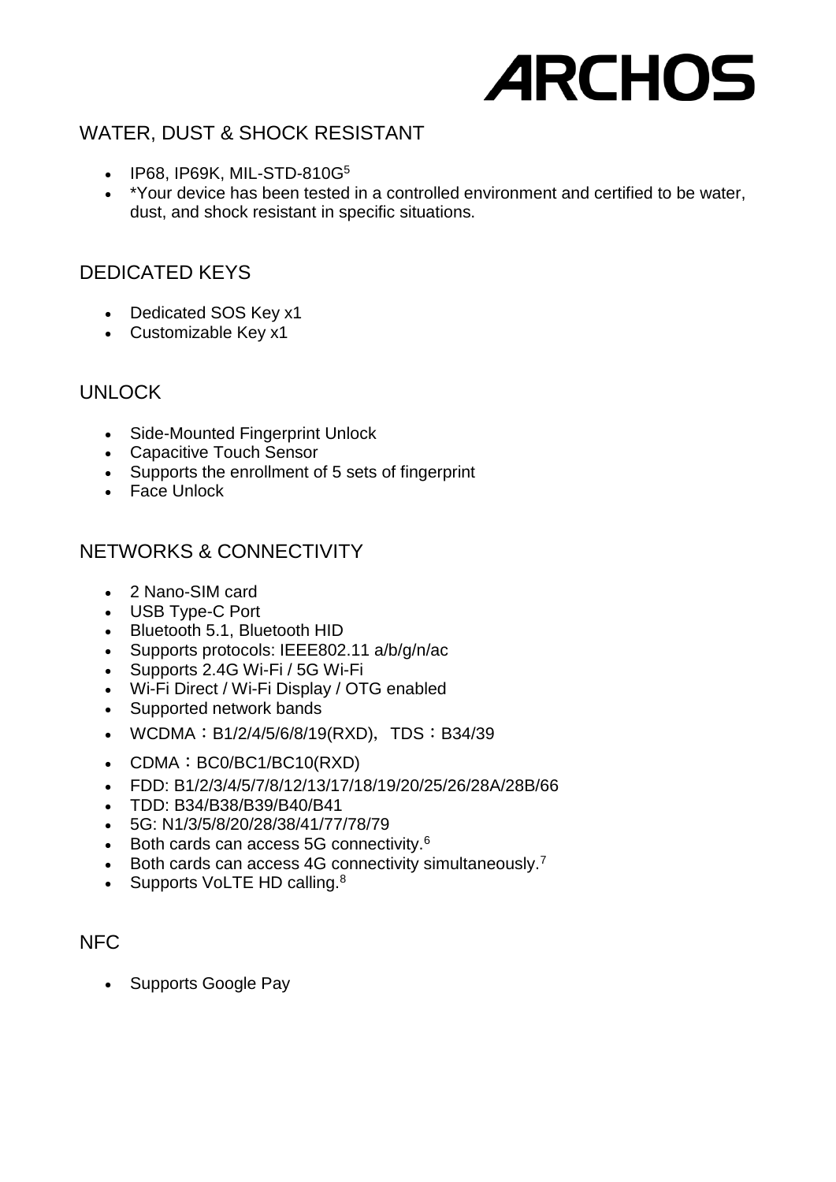## WATER, DUST & SHOCK RESISTANT

- IP68, IP69K, MIL-STD-810G[5]
- *Your device has been tested in a controlled environment and certified to be water, dust, and shock resistant in specific situations.

## DEDICATED KEYS

- Dedicated SOS Key x1
- Customizable Key x1

## UNLOCK

- Side-Mounted Fingerprint Unlock
- Capacitive Touch Sensor
- Supports the enrollment of 5 sets of fingerprint
- Face Unlock

## NETWORKS & CONNECTIVITY

- 2 Nano-SIM card
- USB Type-C Port
- Bluetooth 5.1, Bluetooth HID
- Supports protocols: IEEE802.11 a/b/g/n/ac
- Supports 2.4G Wi-Fi / 5G Wi-Fi
- Wi-Fi Direct / Wi-Fi Display / OTG enabled
- Supported network bands
- WCDMA：B1/2/4/5/6/8/19(RXD), TDS：B34/39
- CDMA：BC0/BC1/BC10(RXD)
- FDD: B1/2/3/4/5/7/8/12/13/17/18/19/20/25/26/28A/28B/66
- TDD: B34/B38/B39/B40/B41
- 5G: N1/3/5/8/20/28/38/41/77/78/79
- Both cards can access 5G connectivity.[6]
- Both cards can access 4G connectivity simultaneously.[7]
- Supports VoLTE HD calling.[8]

## NFC

- Supports Google Pay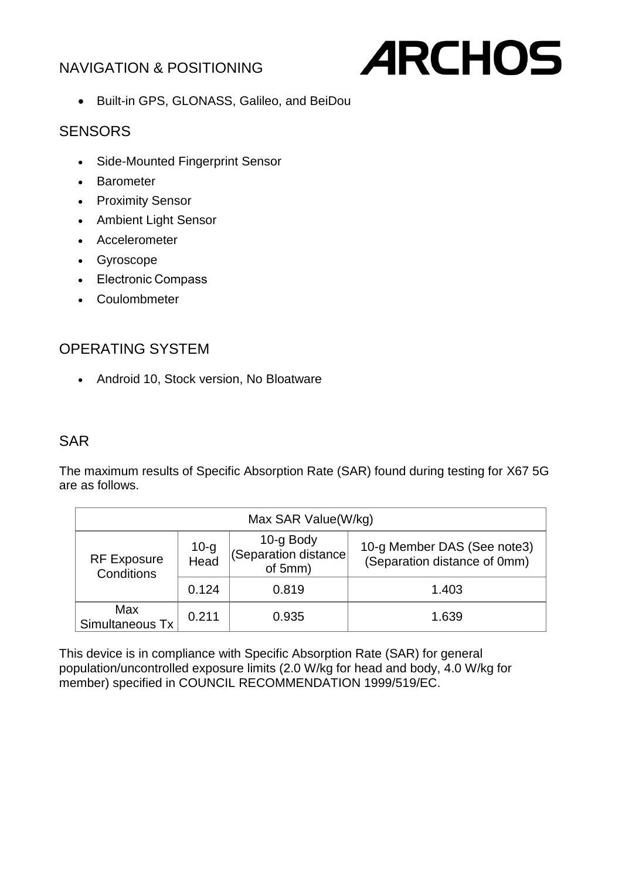## NAVIGATION & POSITIONING

- Built-in GPS, GLONASS, Galileo, and BeiDou

## SENSORS

- Side-Mounted Fingerprint Sensor
- Barometer
- Proximity Sensor
- Ambient Light Sensor
- Accelerometer
- Gyroscope
- Electronic Compass
- Coulombmeter

## OPERATING SYSTEM

- Android 10, Stock version, No Bloatware

## SAR

The maximum results of Specific Absorption Rate (SAR) found during testing for X67 5G are as follows.

| Max SAR Value(W/kg) | | | |
|---|---|---|---|
| RF Exposure Conditions | 10-g Head | 10-g Body (Separation distance of 5mm) | 10-g Member DAS (See note3) (Separation distance of 0mm) |
| | 0.124 | 0.819 | 1.403 |
| Max Simultaneous Tx | 0.211 | 0.935 | 1.639 |

This device is in compliance with Specific Absorption Rate (SAR) for general population/uncontrolled exposure limits (2.0 W/kg for head and body, 4.0 W/kg for member) specified in COUNCIL RECOMMENDATION 1999/519/EC.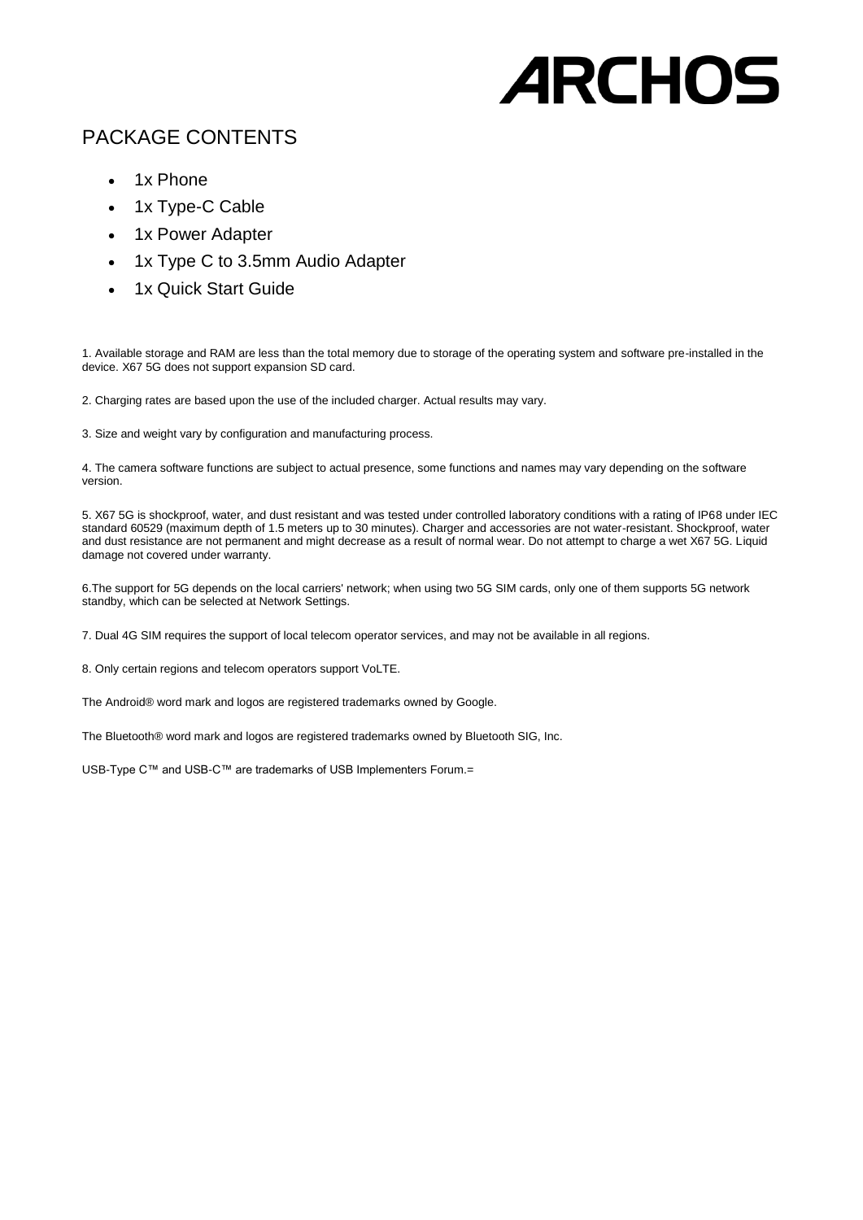## PACKAGE CONTENTS

- 1x Phone
- 1x Type-C Cable
- 1x Power Adapter
- 1x Type C to 3.5mm Audio Adapter
- 1x Quick Start Guide

1. Available storage and RAM are less than the total memory due to storage of the operating system and software pre-installed in the device. X67 5G does not support expansion SD card.

2. Charging rates are based upon the use of the included charger. Actual results may vary.

3. Size and weight vary by configuration and manufacturing process.

4. The camera software functions are subject to actual presence, some functions and names may vary depending on the software version.

5. X67 5G is shockproof, water, and dust resistant and was tested under controlled laboratory conditions with a rating of IP68 under IEC standard 60529 (maximum depth of 1.5 meters up to 30 minutes). Charger and accessories are not water-resistant. Shockproof, water and dust resistance are not permanent and might decrease as a result of normal wear. Do not attempt to charge a wet X67 5G. Liquid damage not covered under warranty.

6.The support for 5G depends on the local carriers' network; when using two 5G SIM cards, only one of them supports 5G network standby, which can be selected at Network Settings.

7. Dual 4G SIM requires the support of local telecom operator services, and may not be available in all regions.

8. Only certain regions and telecom operators support VoLTE.

The Android® word mark and logos are registered trademarks owned by Google.

The Bluetooth® word mark and logos are registered trademarks owned by Bluetooth SIG, Inc.

USB-Type C™ and USB-C™ are trademarks of USB Implementers Forum.=